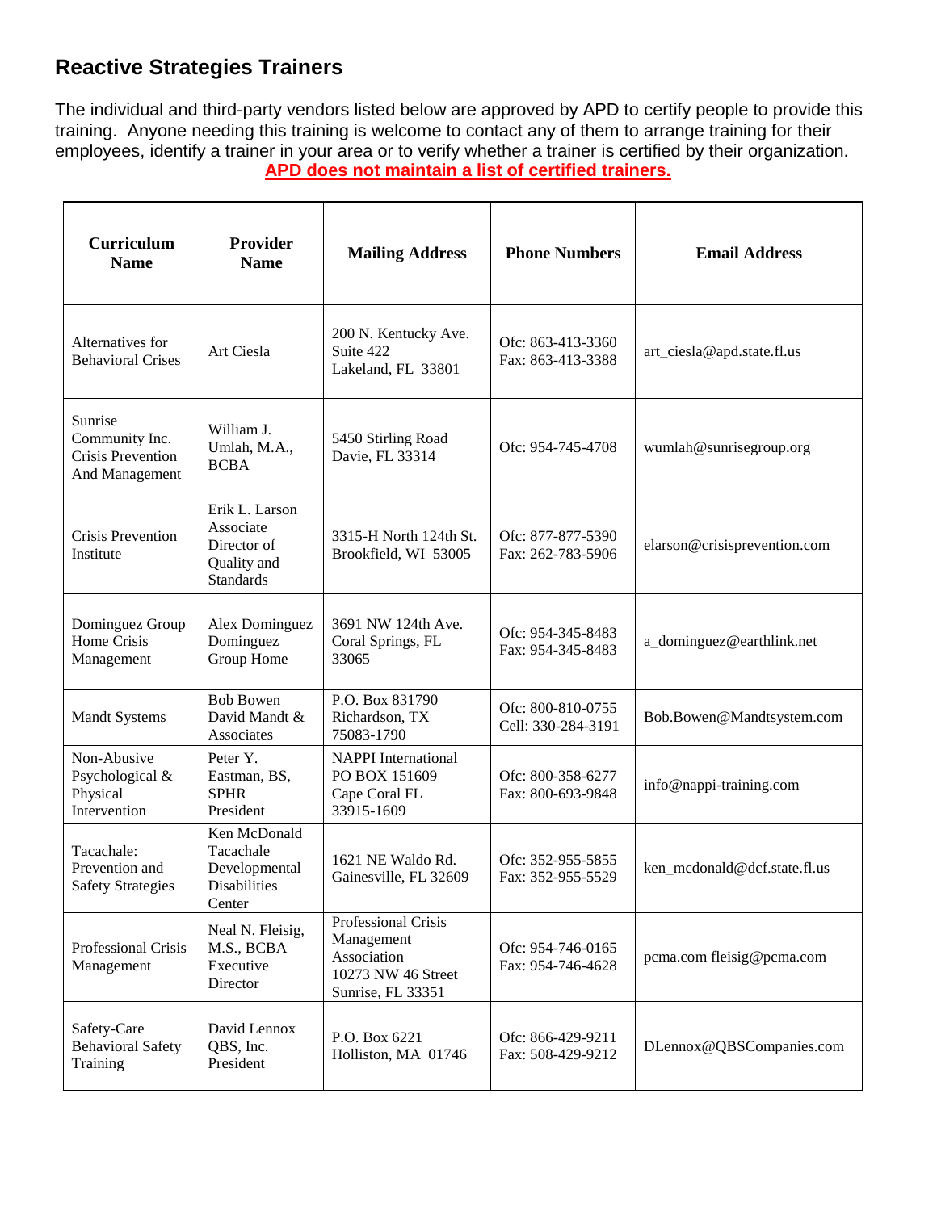## Reactive Strategies Trainers

The individual and third-party vendors listed below are approved by APD to certify people to provide this training. Anyone needing this training is welcome to contact any of them to arrange training for their employees, identify a trainer in your area or to verify whether a trainer is certified by their organization.

**APD does not maintain a list of certified trainers.**

| Curriculum Name | Provider Name | Mailing Address | Phone Numbers | Email Address |
|---|---|---|---|---|
| Alternatives for Behavioral Crises | Art Ciesla | 200 N. Kentucky Ave. Suite 422 Lakeland, FL 33801 | Ofc: 863-413-3360 Fax: 863-413-3388 | art_ciesla@apd.state.fl.us |
| Sunrise Community Inc. Crisis Prevention And Management | William J. Umlah, M.A., BCBA | 5450 Stirling Road Davie, FL 33314 | Ofc: 954-745-4708 | wumlah@sunrisegroup.org |
| Crisis Prevention Institute | Erik L. Larson Associate Director of Quality and Standards | 3315-H North 124th St. Brookfield, WI 53005 | Ofc: 877-877-5390 Fax: 262-783-5906 | elarson@crisisprevention.com |
| Dominguez Group Home Crisis Management | Alex Dominguez Dominguez Group Home | 3691 NW 124th Ave. Coral Springs, FL 33065 | Ofc: 954-345-8483 Fax: 954-345-8483 | a_dominguez@earthlink.net |
| Mandt Systems | Bob Bowen David Mandt & Associates | P.O. Box 831790 Richardson, TX 75083-1790 | Ofc: 800-810-0755 Cell: 330-284-3191 | Bob.Bowen@Mandtsystem.com |
| Non-Abusive Psychological & Physical Intervention | Peter Y. Eastman, BS, SPHR President | NAPPI International PO BOX 151609 Cape Coral FL 33915-1609 | Ofc: 800-358-6277 Fax: 800-693-9848 | info@nappi-training.com |
| Tacachale: Prevention and Safety Strategies | Ken McDonald Tacachale Developmental Disabilities Center | 1621 NE Waldo Rd. Gainesville, FL 32609 | Ofc: 352-955-5855 Fax: 352-955-5529 | ken_mcdonald@dcf.state.fl.us |
| Professional Crisis Management | Neal N. Fleisig, M.S., BCBA Executive Director | Professional Crisis Management Association 10273 NW 46 Street Sunrise, FL 33351 | Ofc: 954-746-0165 Fax: 954-746-4628 | pcma.com fleisig@pcma.com |
| Safety-Care Behavioral Safety Training | David Lennox QBS, Inc. President | P.O. Box 6221 Holliston, MA 01746 | Ofc: 866-429-9211 Fax: 508-429-9212 | DLennox@QBSCompanies.com |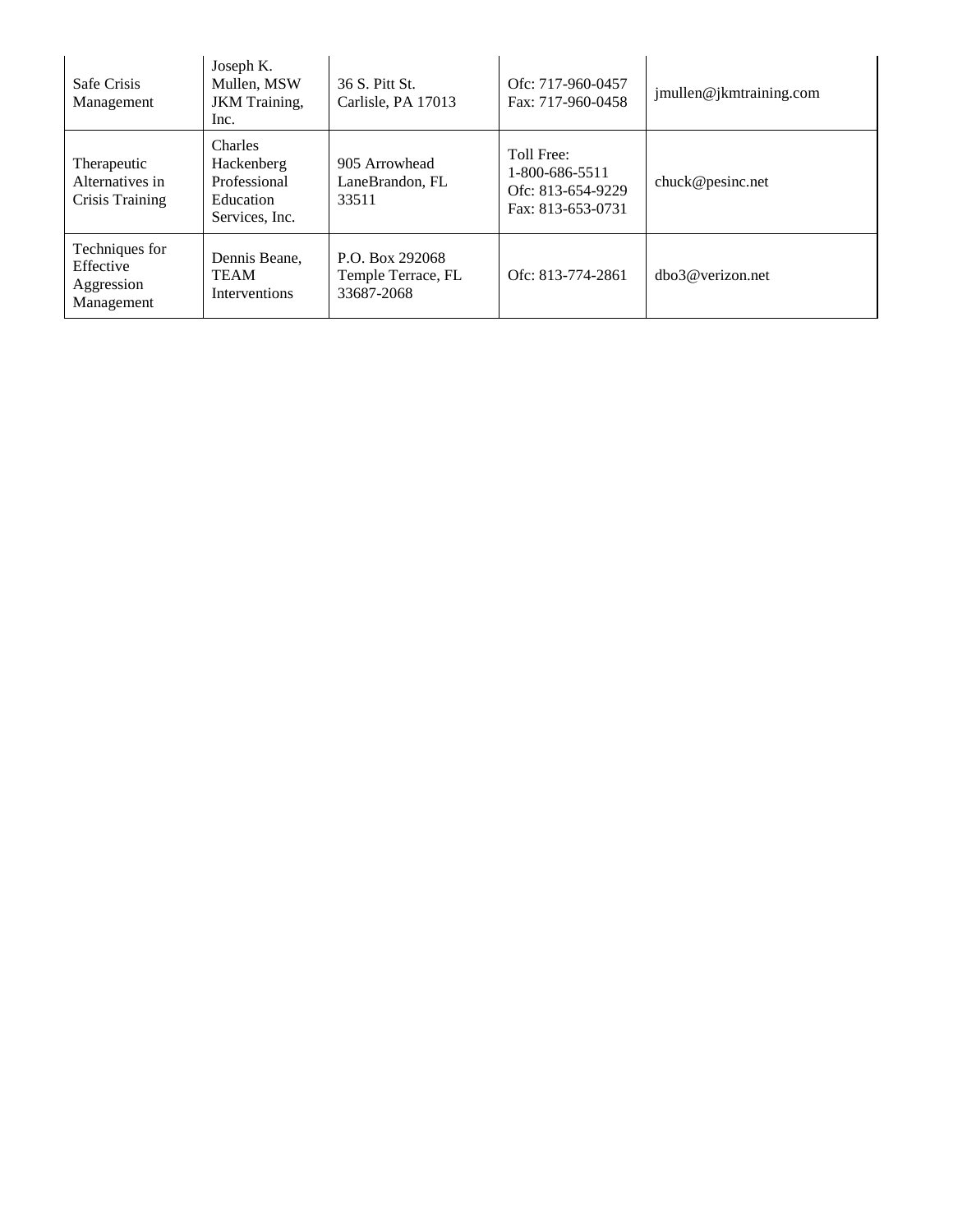| | | | | |
|---|---|---|---|---|
| Safe Crisis Management | Joseph K. Mullen, MSW JKM Training, Inc. | 36 S. Pitt St. Carlisle, PA 17013 | Ofc: 717-960-0457 Fax: 717-960-0458 | jmullen@jkmtraining.com |
| Therapeutic Alternatives in Crisis Training | Charles Hackenberg Professional Education Services, Inc. | 905 Arrowhead LaneBrandon, FL 33511 | Toll Free: 1-800-686-5511 Ofc: 813-654-9229 Fax: 813-653-0731 | chuck@pesinc.net |
| Techniques for Effective Aggression Management | Dennis Beane, TEAM Interventions | P.O. Box 292068 Temple Terrace, FL 33687-2068 | Ofc: 813-774-2861 | dbo3@verizon.net |